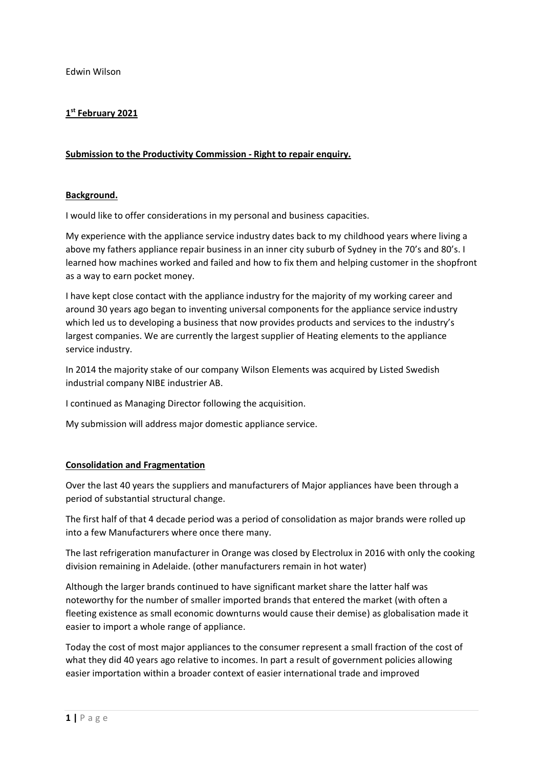Edwin Wilson

**1st February 2021**

**Submission to the Productivity Commission - Right to repair enquiry.**

**Background.**

I would like to offer considerations in my personal and business capacities.

My experience with the appliance service industry dates back to my childhood years where living a above my fathers appliance repair business in an inner city suburb of Sydney in the 70's and 80's. I learned how machines worked and failed and how to fix them and helping customer in the shopfront as a way to earn pocket money.

I have kept close contact with the appliance industry for the majority of my working career and around 30 years ago began to inventing universal components for the appliance service industry which led us to developing a business that now provides products and services to the industry's largest companies. We are currently the largest supplier of Heating elements to the appliance service industry.

In 2014 the majority stake of our company Wilson Elements was acquired by Listed Swedish industrial company NIBE industrier AB.

I continued as Managing Director following the acquisition.

My submission will address major domestic appliance service.

**Consolidation and Fragmentation**

Over the last 40 years the suppliers and manufacturers of Major appliances have been through a period of substantial structural change.

The first half of that 4 decade period was a period of consolidation as major brands were rolled up into a few Manufacturers where once there many.

The last refrigeration manufacturer in Orange was closed by Electrolux in 2016 with only the cooking division remaining in Adelaide. (other manufacturers remain in hot water)

Although the larger brands continued to have significant market share the latter half was noteworthy for the number of smaller imported brands that entered the market (with often a fleeting existence as small economic downturns would cause their demise) as globalisation made it easier to import a whole range of appliance.

Today the cost of most major appliances to the consumer represent a small fraction of the cost of what they did 40 years ago relative to incomes. In part a result of government policies allowing easier importation within a broader context of easier international trade and improved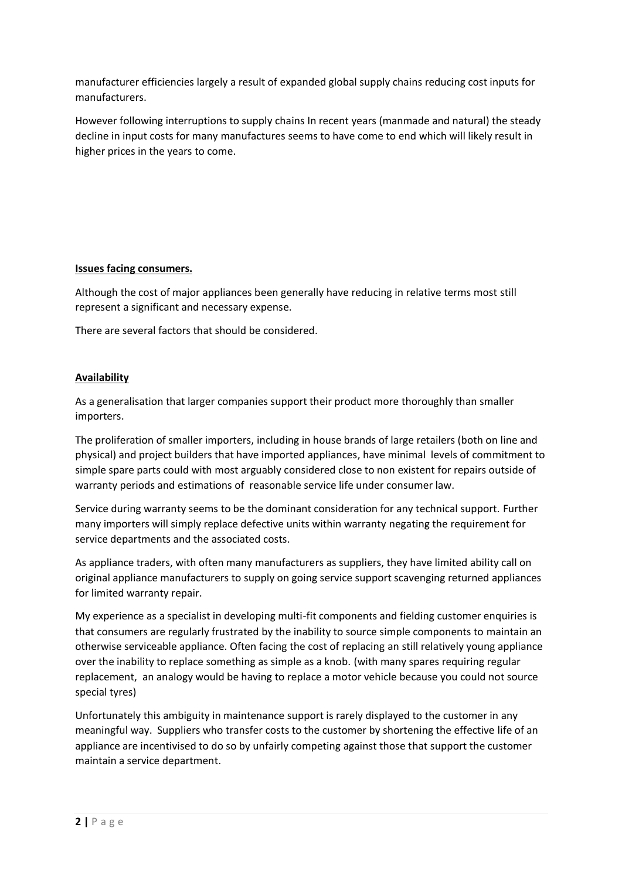manufacturer efficiencies largely a result of expanded global supply chains reducing cost inputs for manufacturers.

However following interruptions to supply chains In recent years (manmade and natural) the steady decline in input costs for many manufactures seems to have come to end which will likely result in higher prices in the years to come.

**Issues facing consumers.**

Although the cost of major appliances been generally have reducing in relative terms most still represent a significant and necessary expense.

There are several factors that should be considered.

**Availability**

As a generalisation that larger companies support their product more thoroughly than smaller importers.

The proliferation of smaller importers, including in house brands of large retailers (both on line and physical) and project builders that have imported appliances, have minimal levels of commitment to simple spare parts could with most arguably considered close to non existent for repairs outside of warranty periods and estimations of reasonable service life under consumer law.

Service during warranty seems to be the dominant consideration for any technical support. Further many importers will simply replace defective units within warranty negating the requirement for service departments and the associated costs.

As appliance traders, with often many manufacturers as suppliers, they have limited ability call on original appliance manufacturers to supply on going service support scavenging returned appliances for limited warranty repair.

My experience as a specialist in developing multi-fit components and fielding customer enquiries is that consumers are regularly frustrated by the inability to source simple components to maintain an otherwise serviceable appliance. Often facing the cost of replacing an still relatively young appliance over the inability to replace something as simple as a knob. (with many spares requiring regular replacement, an analogy would be having to replace a motor vehicle because you could not source special tyres)

Unfortunately this ambiguity in maintenance support is rarely displayed to the customer in any meaningful way. Suppliers who transfer costs to the customer by shortening the effective life of an appliance are incentivised to do so by unfairly competing against those that support the customer maintain a service department.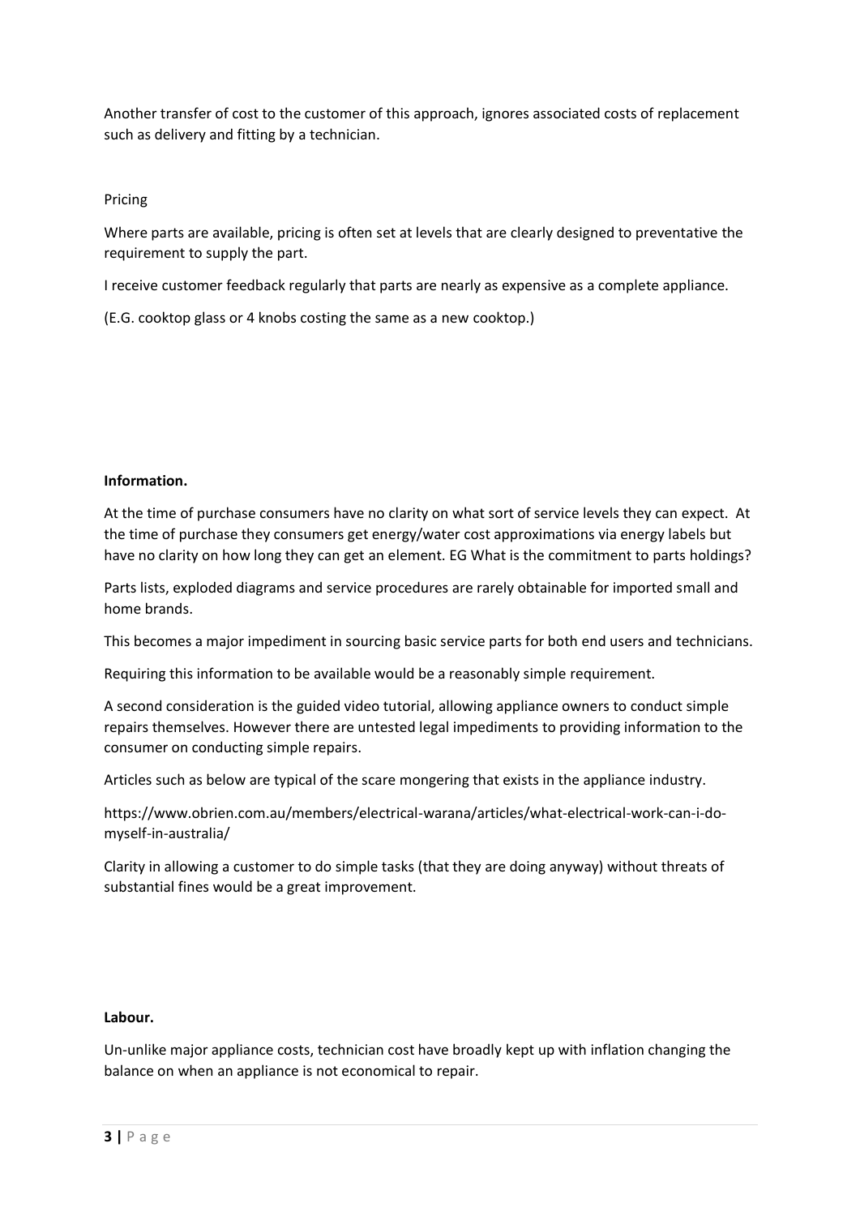Another transfer of cost to the customer of this approach, ignores associated costs of replacement such as delivery and fitting by a technician.

Pricing

Where parts are available, pricing is often set at levels that are clearly designed to preventative the requirement to supply the part.

I receive customer feedback regularly that parts are nearly as expensive as a complete appliance.

(E.G. cooktop glass or 4 knobs costing the same as a new cooktop.)

**Information.**

At the time of purchase consumers have no clarity on what sort of service levels they can expect. At the time of purchase they consumers get energy/water cost approximations via energy labels but have no clarity on how long they can get an element. EG What is the commitment to parts holdings?

Parts lists, exploded diagrams and service procedures are rarely obtainable for imported small and home brands.

This becomes a major impediment in sourcing basic service parts for both end users and technicians.

Requiring this information to be available would be a reasonably simple requirement.

A second consideration is the guided video tutorial, allowing appliance owners to conduct simple repairs themselves. However there are untested legal impediments to providing information to the consumer on conducting simple repairs.

Articles such as below are typical of the scare mongering that exists in the appliance industry.

https://www.obrien.com.au/members/electrical-warana/articles/what-electrical-work-can-i-do-myself-in-australia/

Clarity in allowing a customer to do simple tasks (that they are doing anyway) without threats of substantial fines would be a great improvement.

**Labour.**

Un-unlike major appliance costs, technician cost have broadly kept up with inflation changing the balance on when an appliance is not economical to repair.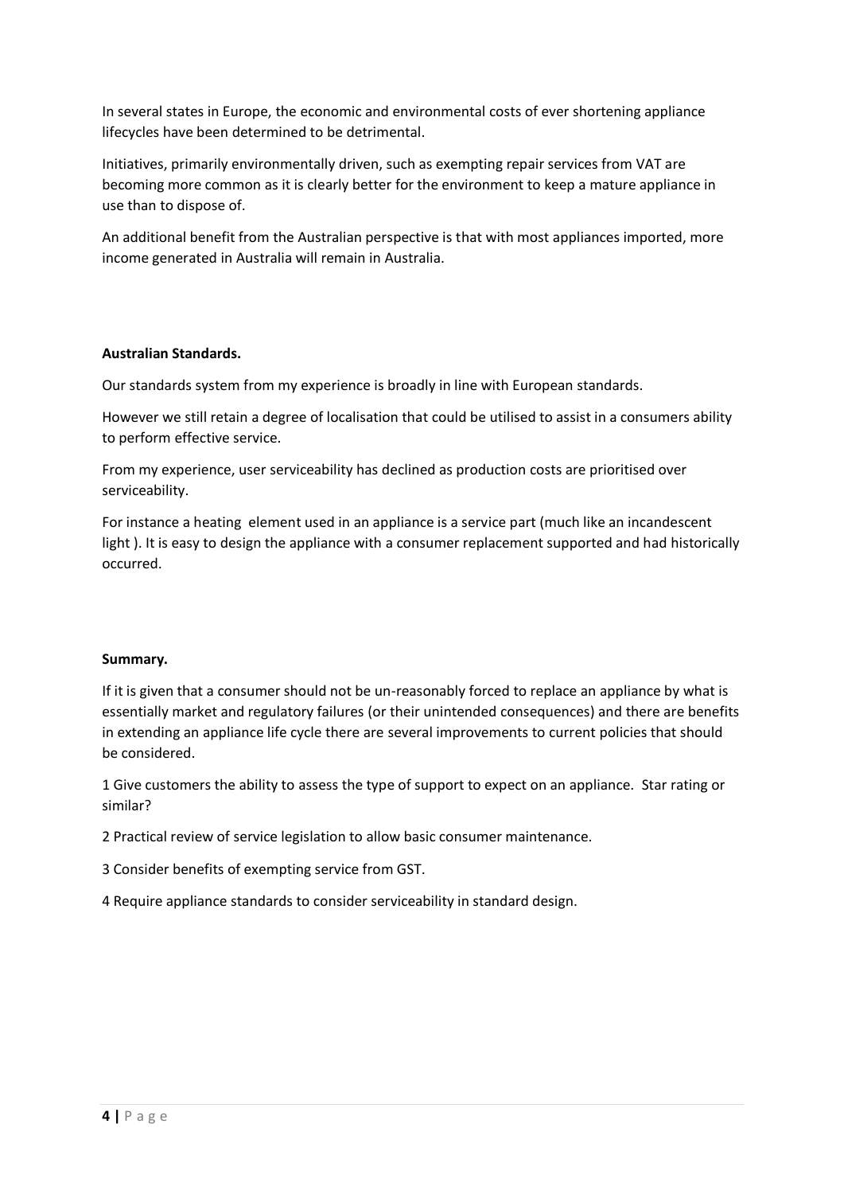In several states in Europe, the economic and environmental costs of ever shortening appliance lifecycles have been determined to be detrimental.

Initiatives, primarily environmentally driven, such as exempting repair services from VAT are becoming more common as it is clearly better for the environment to keep a mature appliance in use than to dispose of.

An additional benefit from the Australian perspective is that with most appliances imported, more income generated in Australia will remain in Australia.

**Australian Standards.**

Our standards system from my experience is broadly in line with European standards.

However we still retain a degree of localisation that could be utilised to assist in a consumers ability to perform effective service.

From my experience, user serviceability has declined as production costs are prioritised over serviceability.

For instance a heating element used in an appliance is a service part (much like an incandescent light ). It is easy to design the appliance with a consumer replacement supported and had historically occurred.

**Summary.**

If it is given that a consumer should not be un-reasonably forced to replace an appliance by what is essentially market and regulatory failures (or their unintended consequences) and there are benefits in extending an appliance life cycle there are several improvements to current policies that should be considered.

1 Give customers the ability to assess the type of support to expect on an appliance. Star rating or similar?

2 Practical review of service legislation to allow basic consumer maintenance.

3 Consider benefits of exempting service from GST.

4 Require appliance standards to consider serviceability in standard design.